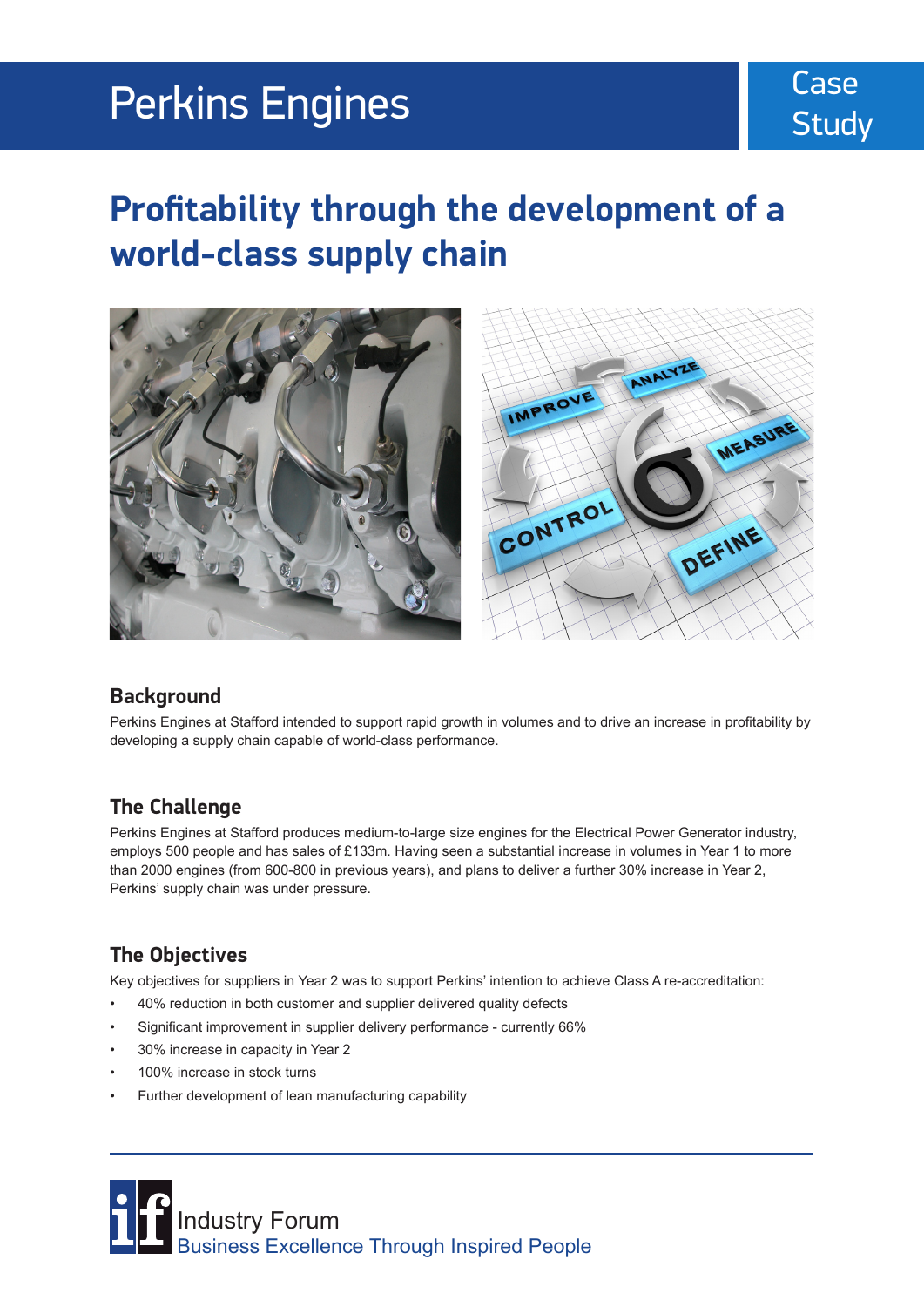# Perkins Engines

Case Study

## Profitability through the development of a world-class supply chain

### Background

Perkins Engines at Stafford intended to support rapid growth in volumes and to drive an increase in profitability by developing a supply chain capable of world-class performance.

### The Challenge

Perkins Engines at Stafford produces medium-to-large size engines for the Electrical Power Generator industry, employs 500 people and has sales of £133m. Having seen a substantial increase in volumes in Year 1 to more than 2000 engines (from 600-800 in previous years), and plans to deliver a further 30% increase in Year 2, Perkins' supply chain was under pressure.

### The Objectives

Key objectives for suppliers in Year 2 was to support Perkins' intention to achieve Class A re-accreditation:

- 40% reduction in both customer and supplier delivered quality defects
- Significant improvement in supplier delivery performance - currently 66%
- 30% increase in capacity in Year 2
- 100% increase in stock turns
- Further development of lean manufacturing capability

Industry Forum
Business Excellence Through Inspired People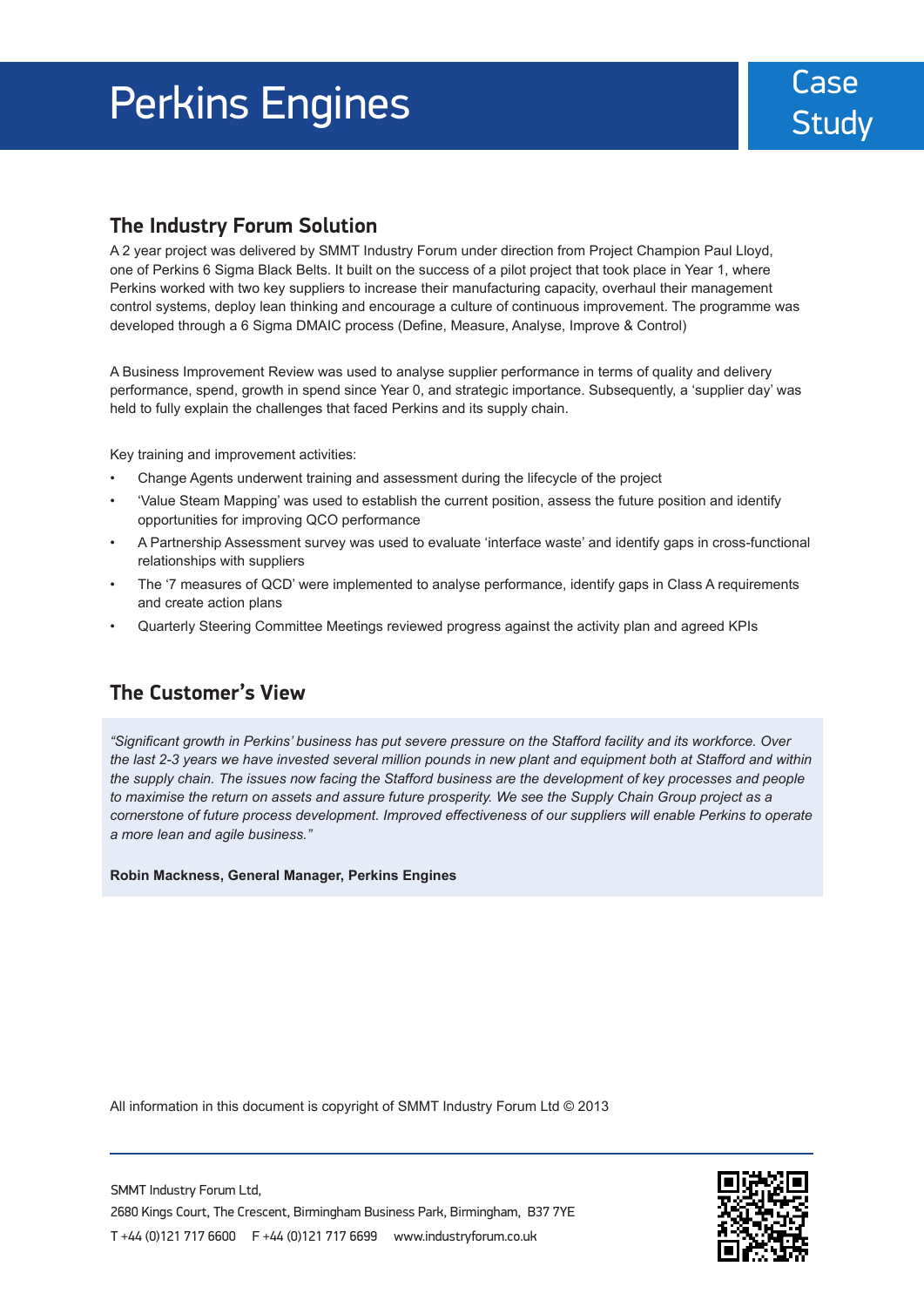# Perkins Engines

Case Study

## The Industry Forum Solution

A 2 year project was delivered by SMMT Industry Forum under direction from Project Champion Paul Lloyd, one of Perkins 6 Sigma Black Belts. It built on the success of a pilot project that took place in Year 1, where Perkins worked with two key suppliers to increase their manufacturing capacity, overhaul their management control systems, deploy lean thinking and encourage a culture of continuous improvement. The programme was developed through a 6 Sigma DMAIC process (Define, Measure, Analyse, Improve & Control)

A Business Improvement Review was used to analyse supplier performance in terms of quality and delivery performance, spend, growth in spend since Year 0, and strategic importance. Subsequently, a 'supplier day' was held to fully explain the challenges that faced Perkins and its supply chain.

Key training and improvement activities:

- Change Agents underwent training and assessment during the lifecycle of the project
- 'Value Steam Mapping' was used to establish the current position, assess the future position and identify opportunities for improving QCO performance
- A Partnership Assessment survey was used to evaluate 'interface waste' and identify gaps in cross-functional relationships with suppliers
- The '7 measures of QCD' were implemented to analyse performance, identify gaps in Class A requirements and create action plans
- Quarterly Steering Committee Meetings reviewed progress against the activity plan and agreed KPIs

## The Customer's View

*"Significant growth in Perkins' business has put severe pressure on the Stafford facility and its workforce. Over the last 2-3 years we have invested several million pounds in new plant and equipment both at Stafford and within the supply chain. The issues now facing the Stafford business are the development of key processes and people to maximise the return on assets and assure future prosperity. We see the Supply Chain Group project as a cornerstone of future process development. Improved effectiveness of our suppliers will enable Perkins to operate a more lean and agile business."*

**Robin Mackness, General Manager, Perkins Engines**

All information in this document is copyright of SMMT Industry Forum Ltd © 2013

SMMT Industry Forum Ltd,
2680 Kings Court, The Crescent, Birmingham Business Park, Birmingham, B37 7YE
T +44 (0)121 717 6600 F +44 (0)121 717 6699 www.industryforum.co.uk